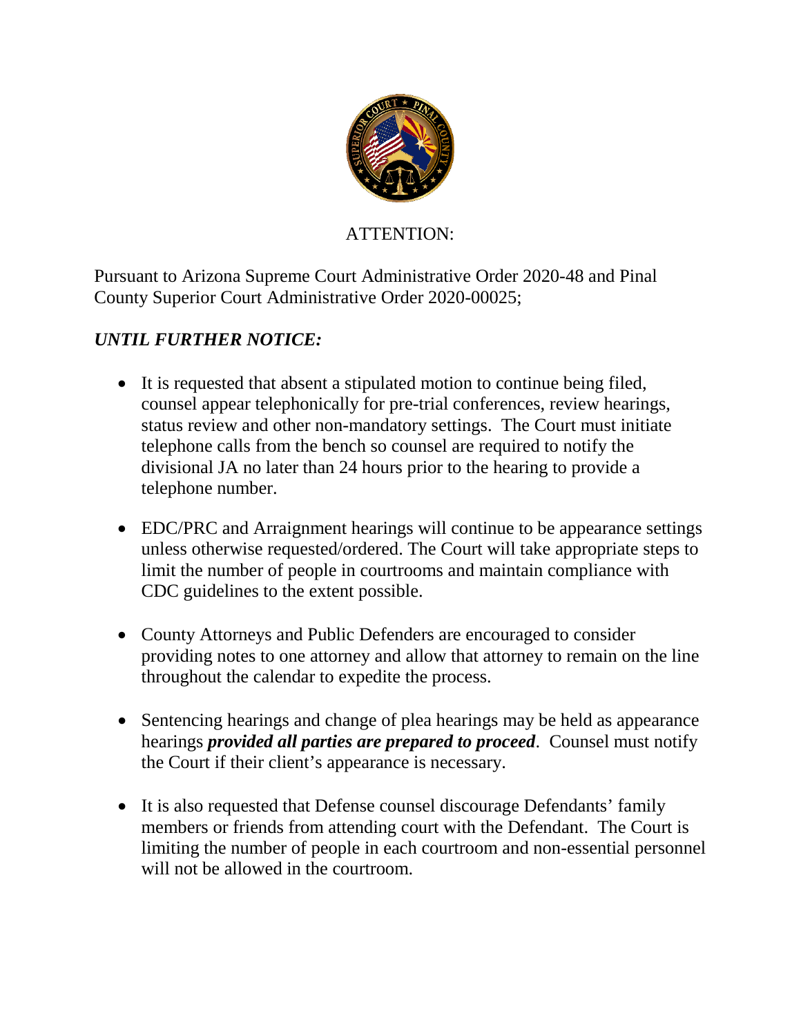ATTENTION:

Pursuant to Arizona Supreme Court Administrative Order 2020-48 and Pinal County Superior Court Administrative Order 2020-00025;

***UNTIL FURTHER NOTICE:***

- It is requested that absent a stipulated motion to continue being filed, counsel appear telephonically for pre-trial conferences, review hearings, status review and other non-mandatory settings. The Court must initiate telephone calls from the bench so counsel are required to notify the divisional JA no later than 24 hours prior to the hearing to provide a telephone number.

- EDC/PRC and Arraignment hearings will continue to be appearance settings unless otherwise requested/ordered. The Court will take appropriate steps to limit the number of people in courtrooms and maintain compliance with CDC guidelines to the extent possible.

- County Attorneys and Public Defenders are encouraged to consider providing notes to one attorney and allow that attorney to remain on the line throughout the calendar to expedite the process.

- Sentencing hearings and change of plea hearings may be held as appearance hearings ***provided all parties are prepared to proceed***. Counsel must notify the Court if their client's appearance is necessary.

- It is also requested that Defense counsel discourage Defendants' family members or friends from attending court with the Defendant. The Court is limiting the number of people in each courtroom and non-essential personnel will not be allowed in the courtroom.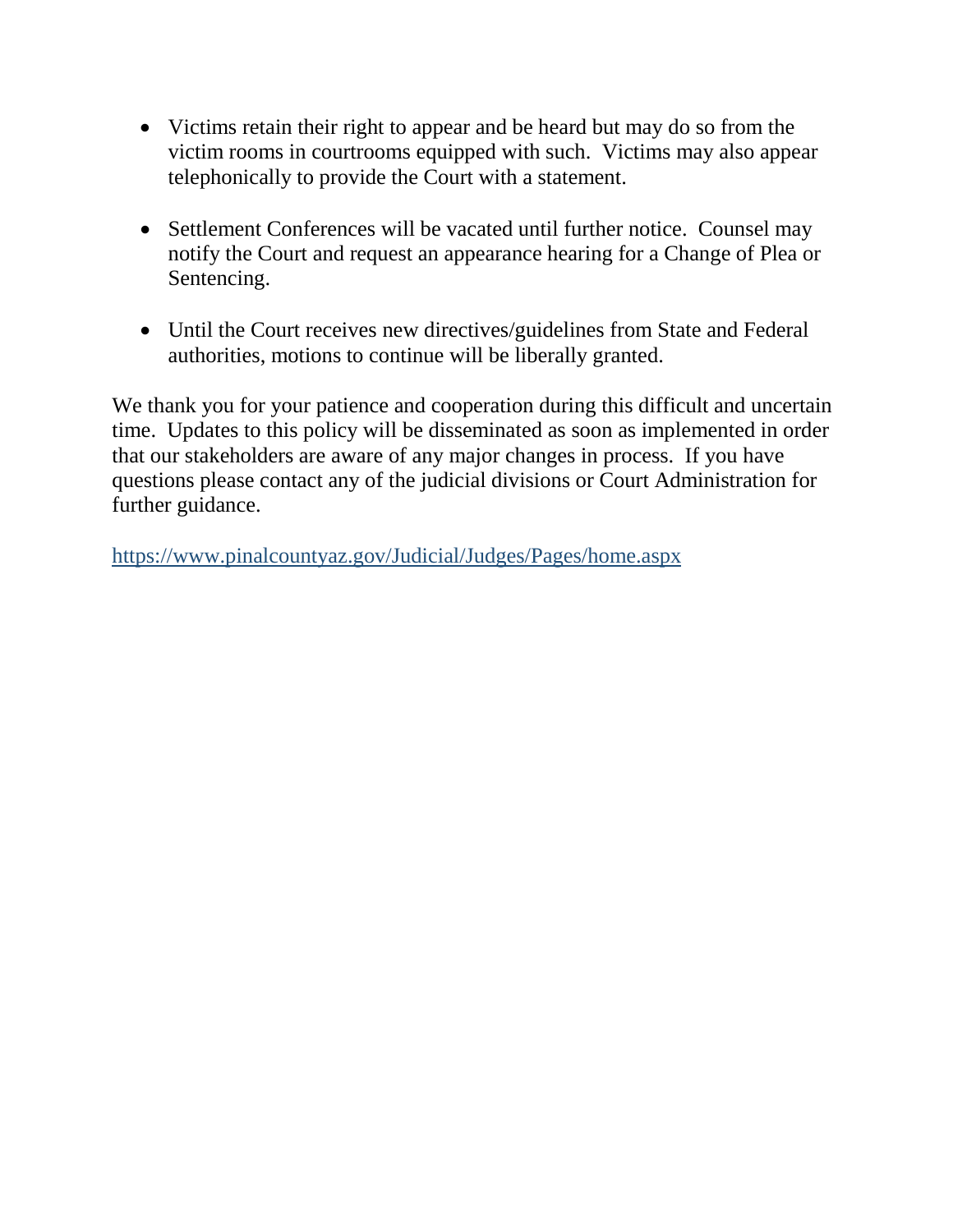- Victims retain their right to appear and be heard but may do so from the victim rooms in courtrooms equipped with such. Victims may also appear telephonically to provide the Court with a statement.

- Settlement Conferences will be vacated until further notice. Counsel may notify the Court and request an appearance hearing for a Change of Plea or Sentencing.

- Until the Court receives new directives/guidelines from State and Federal authorities, motions to continue will be liberally granted.

We thank you for your patience and cooperation during this difficult and uncertain time. Updates to this policy will be disseminated as soon as implemented in order that our stakeholders are aware of any major changes in process. If you have questions please contact any of the judicial divisions or Court Administration for further guidance.

https://www.pinalcountyaz.gov/Judicial/Judges/Pages/home.aspx